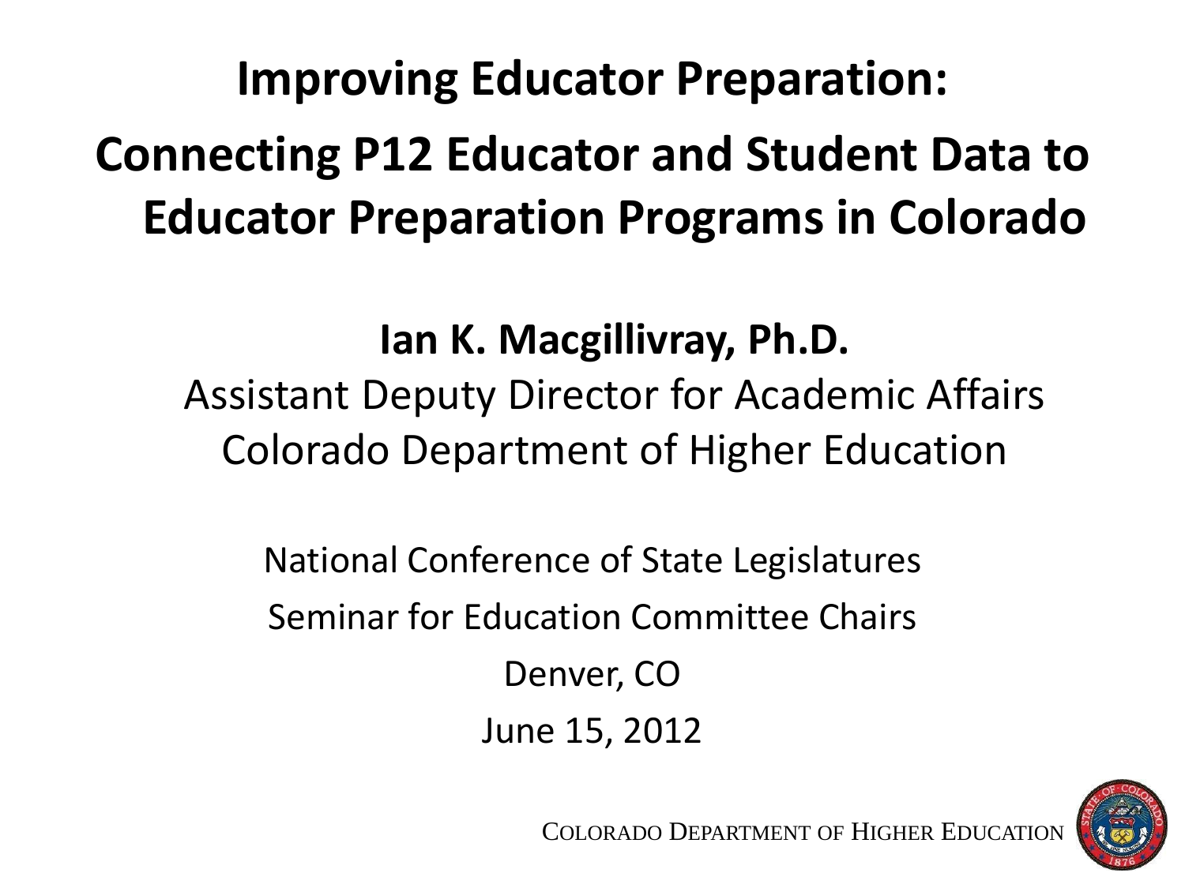# Improving Educator Preparation:

# Connecting P12 Educator and Student Data to Educator Preparation Programs in Colorado

**Ian K. Macgillivray, Ph.D.**

Assistant Deputy Director for Academic Affairs

Colorado Department of Higher Education

National Conference of State Legislatures

Seminar for Education Committee Chairs

Denver, CO

June 15, 2012

COLORADO DEPARTMENT OF HIGHER EDUCATION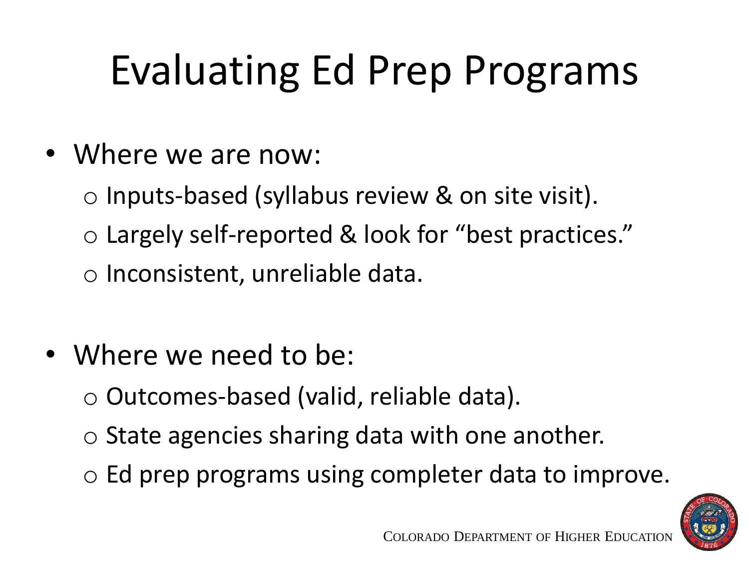# Evaluating Ed Prep Programs

- Where we are now:
  - Inputs-based (syllabus review & on site visit).
  - Largely self-reported & look for "best practices."
  - Inconsistent, unreliable data.

- Where we need to be:
  - Outcomes-based (valid, reliable data).
  - State agencies sharing data with one another.
  - Ed prep programs using completer data to improve.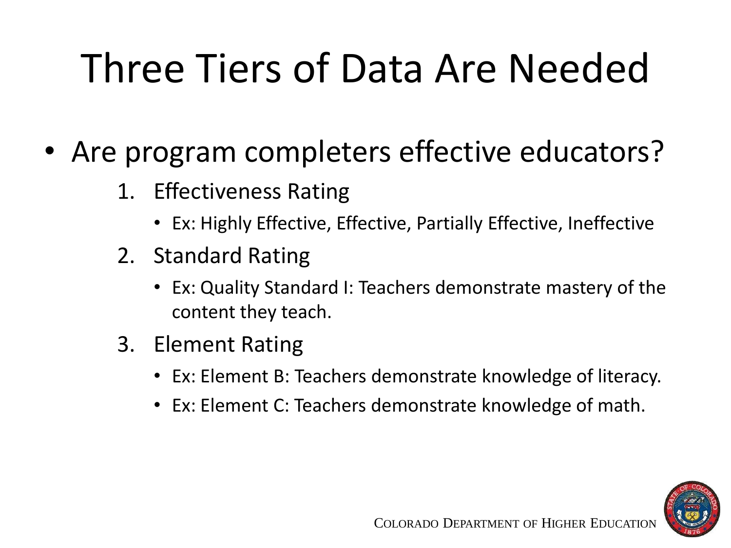# Three Tiers of Data Are Needed

- Are program completers effective educators?
  1. Effectiveness Rating
     - Ex: Highly Effective, Effective, Partially Effective, Ineffective
  2. Standard Rating
     - Ex: Quality Standard I: Teachers demonstrate mastery of the content they teach.
  3. Element Rating
     - Ex: Element B: Teachers demonstrate knowledge of literacy.
     - Ex: Element C: Teachers demonstrate knowledge of math.

COLORADO DEPARTMENT OF HIGHER EDUCATION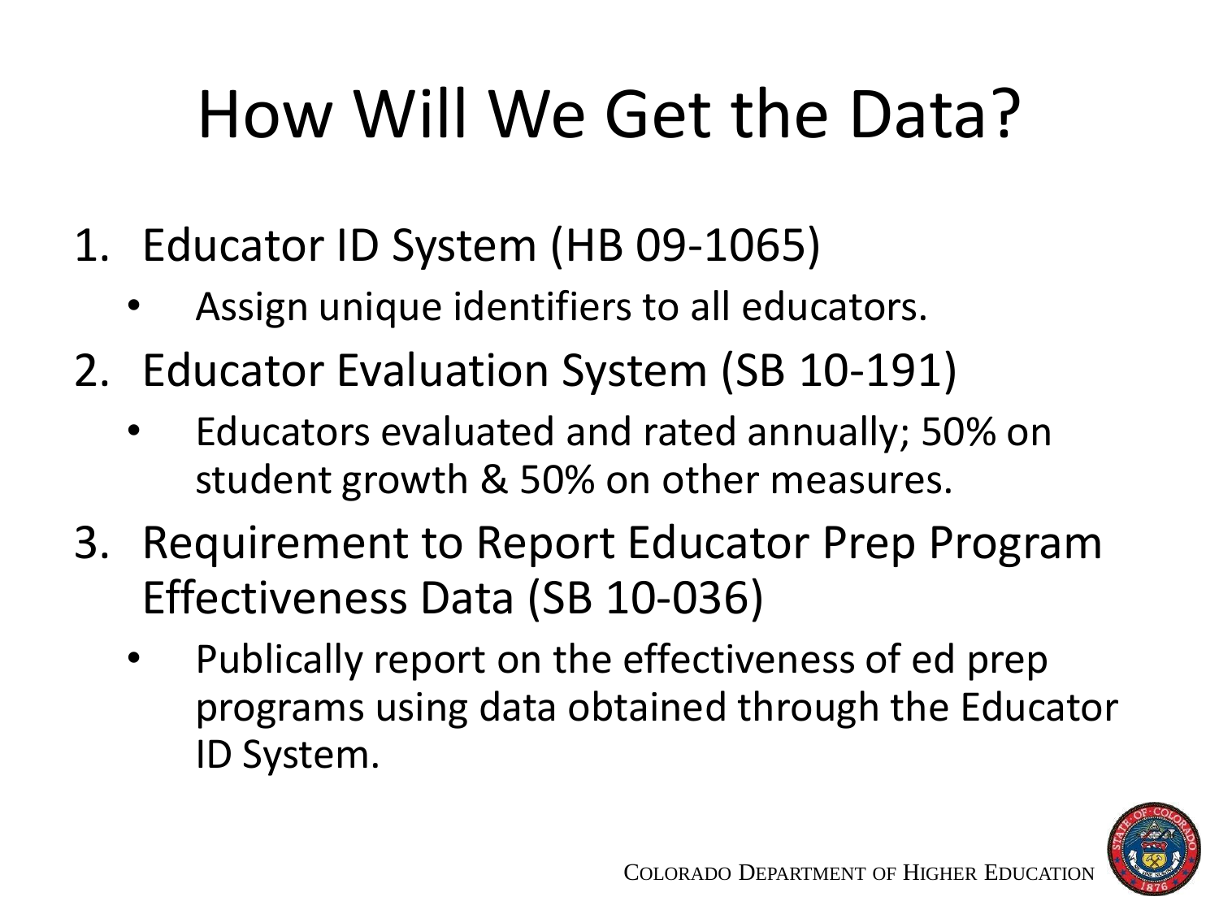# How Will We Get the Data?

1. Educator ID System (HB 09-1065)
   - Assign unique identifiers to all educators.
2. Educator Evaluation System (SB 10-191)
   - Educators evaluated and rated annually; 50% on student growth & 50% on other measures.
3. Requirement to Report Educator Prep Program Effectiveness Data (SB 10-036)
   - Publically report on the effectiveness of ed prep programs using data obtained through the Educator ID System.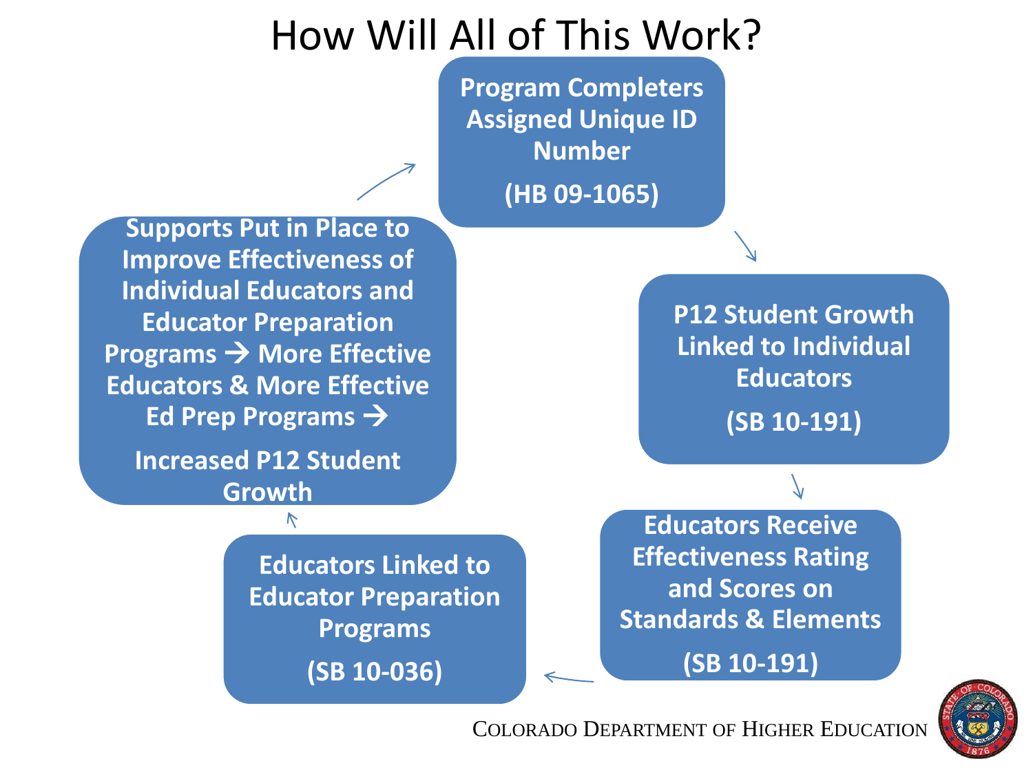# How Will All of This Work?

1. **Program Completers Assigned Unique ID Number**

   **(HB 09-1065)**

2. **P12 Student Growth Linked to Individual Educators**

   **(SB 10-191)**

3. **Educators Receive Effectiveness Rating and Scores on Standards & Elements**

   **(SB 10-191)**

4. **Educators Linked to Educator Preparation Programs**

   **(SB 10-036)**

5. **Supports Put in Place to Improve Effectiveness of Individual Educators and Educator Preparation Programs → More Effective Educators & More Effective Ed Prep Programs →**

   **Increased P12 Student Growth**

COLORADO DEPARTMENT OF HIGHER EDUCATION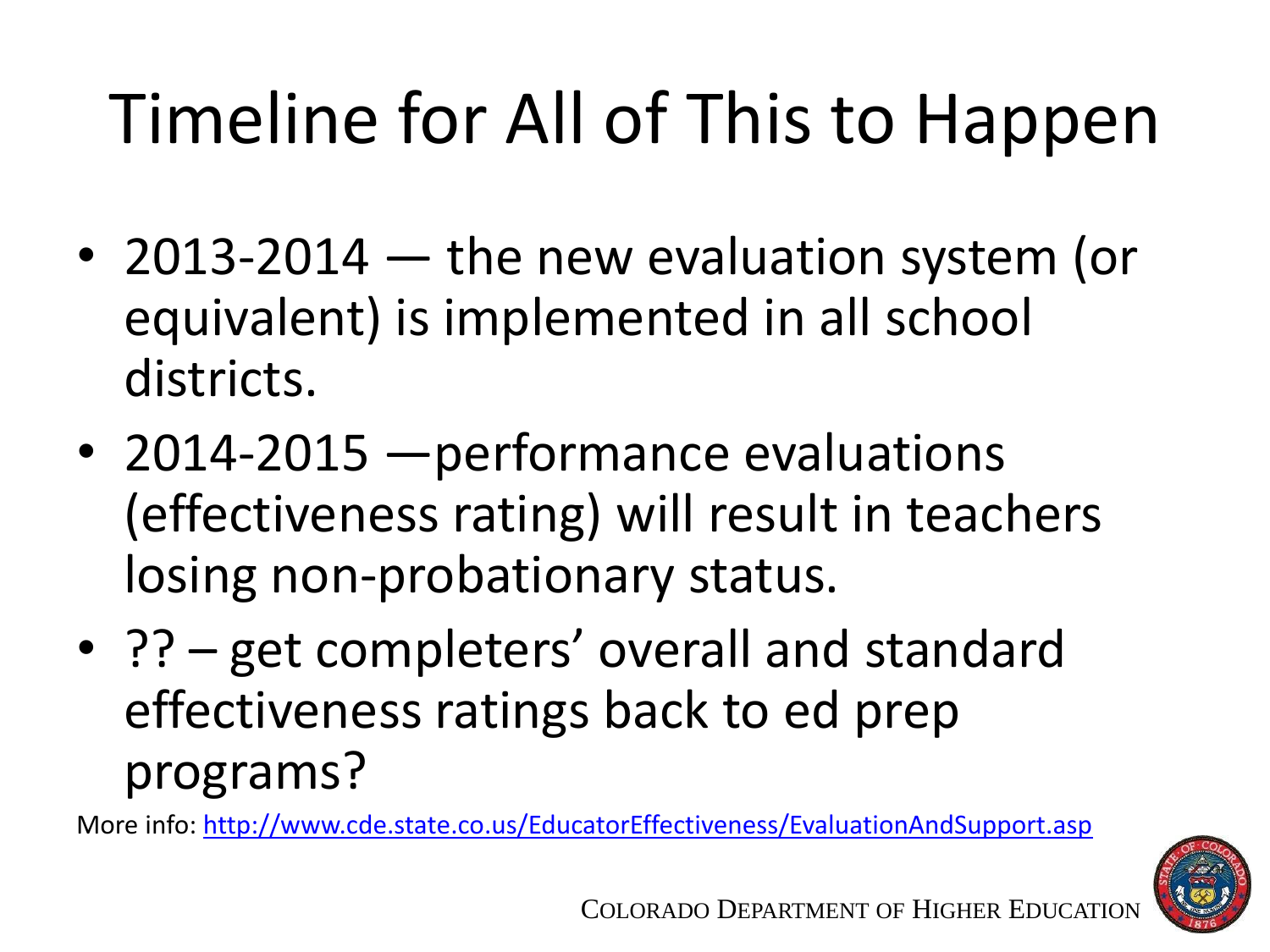# Timeline for All of This to Happen

- 2013-2014 — the new evaluation system (or equivalent) is implemented in all school districts.
- 2014-2015 —performance evaluations (effectiveness rating) will result in teachers losing non-probationary status.
- ?? – get completers' overall and standard effectiveness ratings back to ed prep programs?

More info: http://www.cde.state.co.us/EducatorEffectiveness/EvaluationAndSupport.asp

COLORADO DEPARTMENT OF HIGHER EDUCATION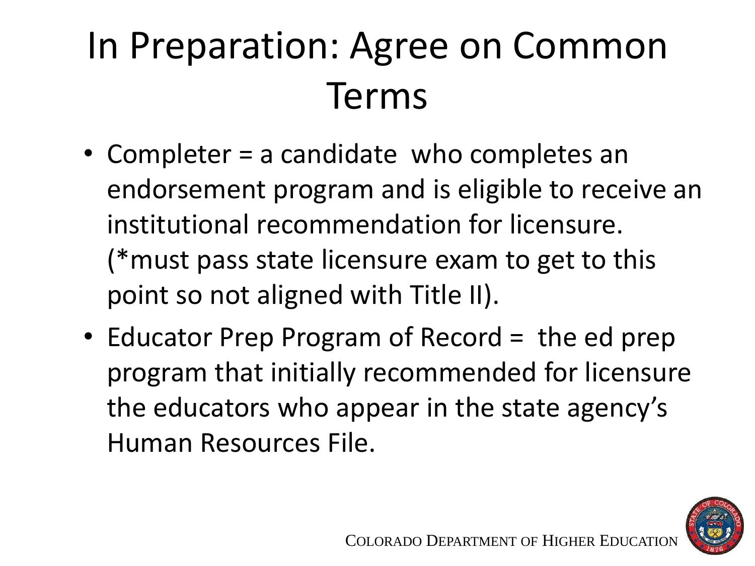# In Preparation: Agree on Common Terms

- Completer = a candidate who completes an endorsement program and is eligible to receive an institutional recommendation for licensure. (*must pass state licensure exam to get to this point so not aligned with Title II).
- Educator Prep Program of Record = the ed prep program that initially recommended for licensure the educators who appear in the state agency's Human Resources File.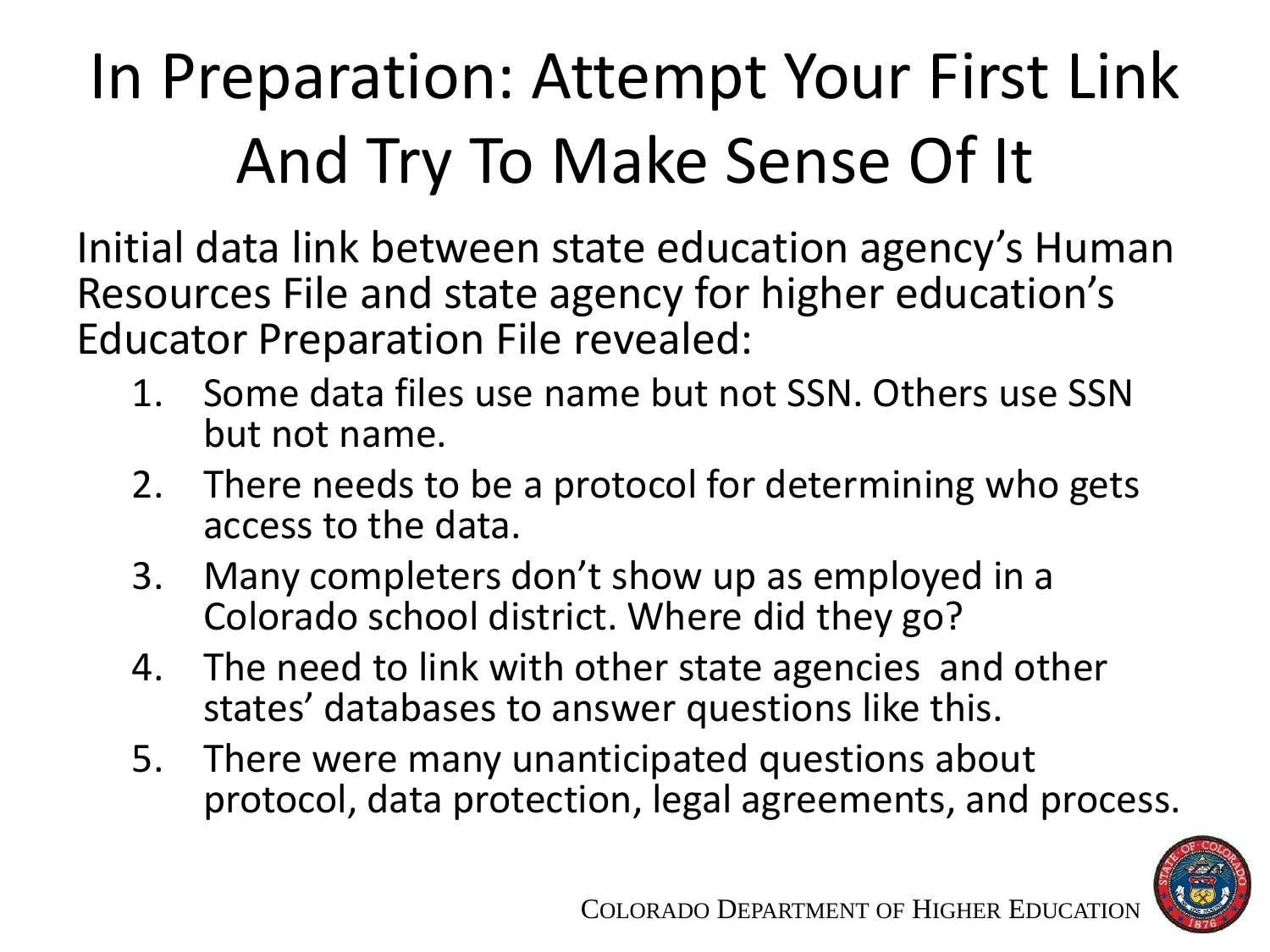# In Preparation: Attempt Your First Link And Try To Make Sense Of It

Initial data link between state education agency's Human Resources File and state agency for higher education's Educator Preparation File revealed:

1. Some data files use name but not SSN. Others use SSN but not name.
2. There needs to be a protocol for determining who gets access to the data.
3. Many completers don't show up as employed in a Colorado school district. Where did they go?
4. The need to link with other state agencies and other states' databases to answer questions like this.
5. There were many unanticipated questions about protocol, data protection, legal agreements, and process.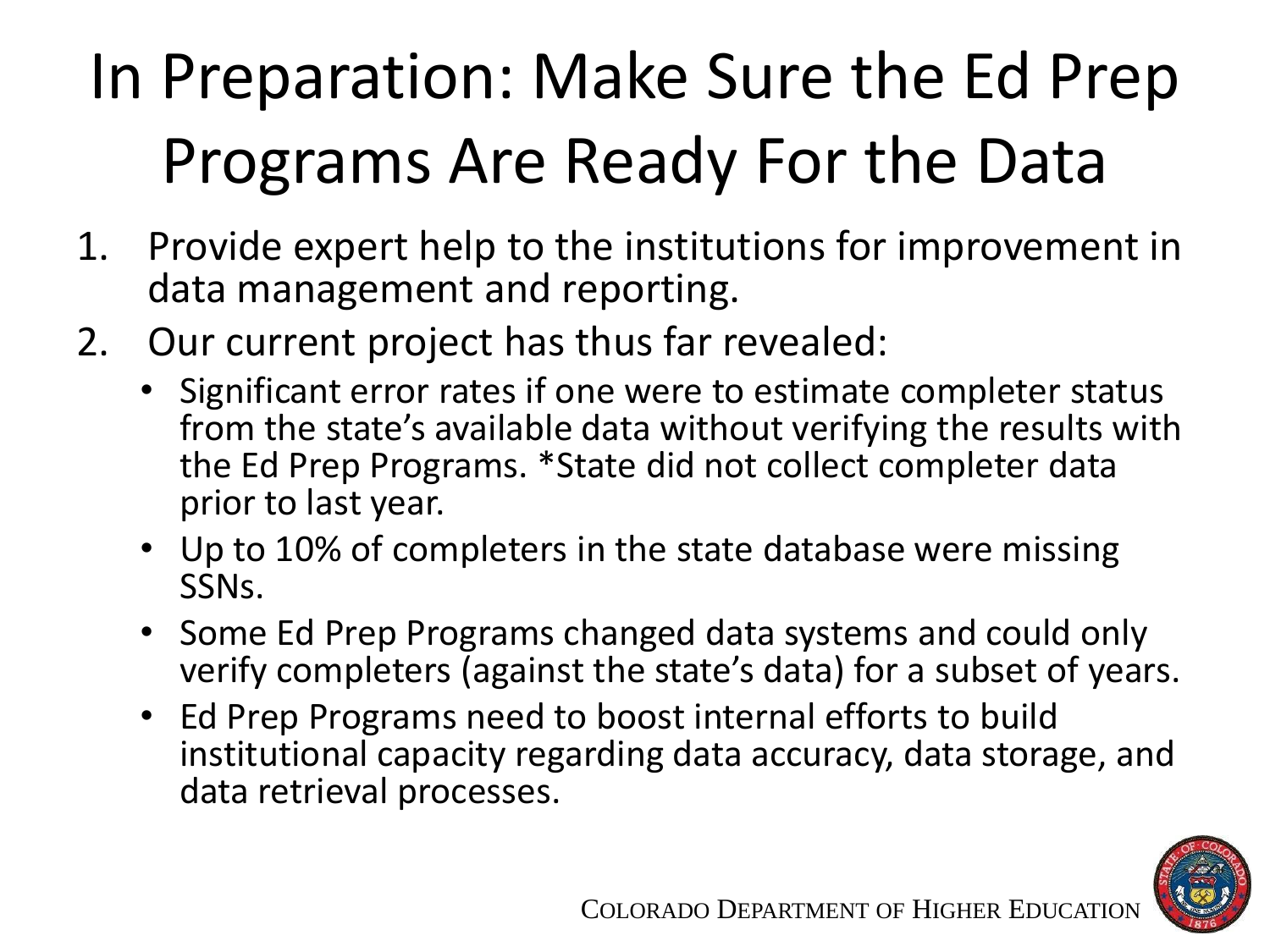# In Preparation: Make Sure the Ed Prep Programs Are Ready For the Data

1. Provide expert help to the institutions for improvement in data management and reporting.
2. Our current project has thus far revealed:
   - Significant error rates if one were to estimate completer status from the state's available data without verifying the results with the Ed Prep Programs. *State did not collect completer data prior to last year.
   - Up to 10% of completers in the state database were missing SSNs.
   - Some Ed Prep Programs changed data systems and could only verify completers (against the state's data) for a subset of years.
   - Ed Prep Programs need to boost internal efforts to build institutional capacity regarding data accuracy, data storage, and data retrieval processes.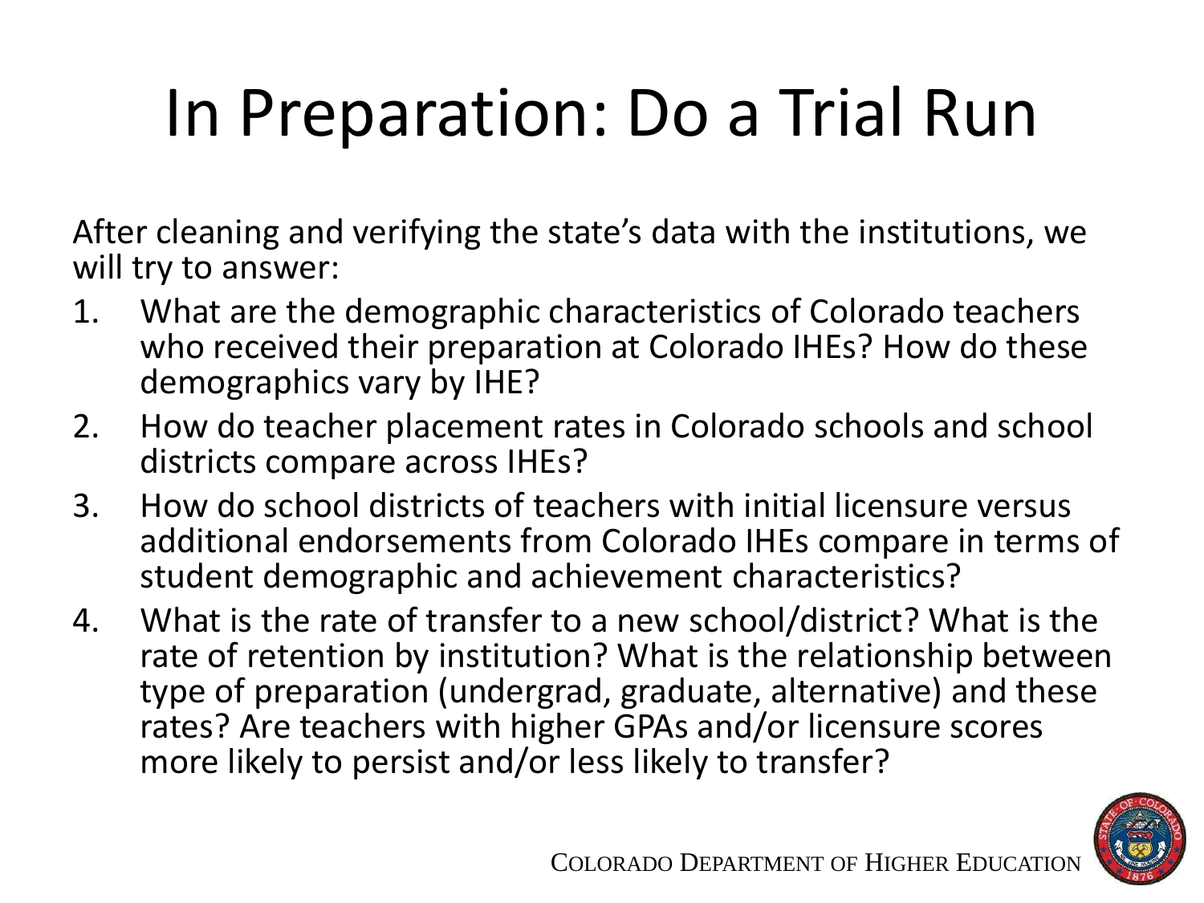# In Preparation: Do a Trial Run

After cleaning and verifying the state's data with the institutions, we will try to answer:

1. What are the demographic characteristics of Colorado teachers who received their preparation at Colorado IHEs? How do these demographics vary by IHE?
2. How do teacher placement rates in Colorado schools and school districts compare across IHEs?
3. How do school districts of teachers with initial licensure versus additional endorsements from Colorado IHEs compare in terms of student demographic and achievement characteristics?
4. What is the rate of transfer to a new school/district? What is the rate of retention by institution? What is the relationship between type of preparation (undergrad, graduate, alternative) and these rates? Are teachers with higher GPAs and/or licensure scores more likely to persist and/or less likely to transfer?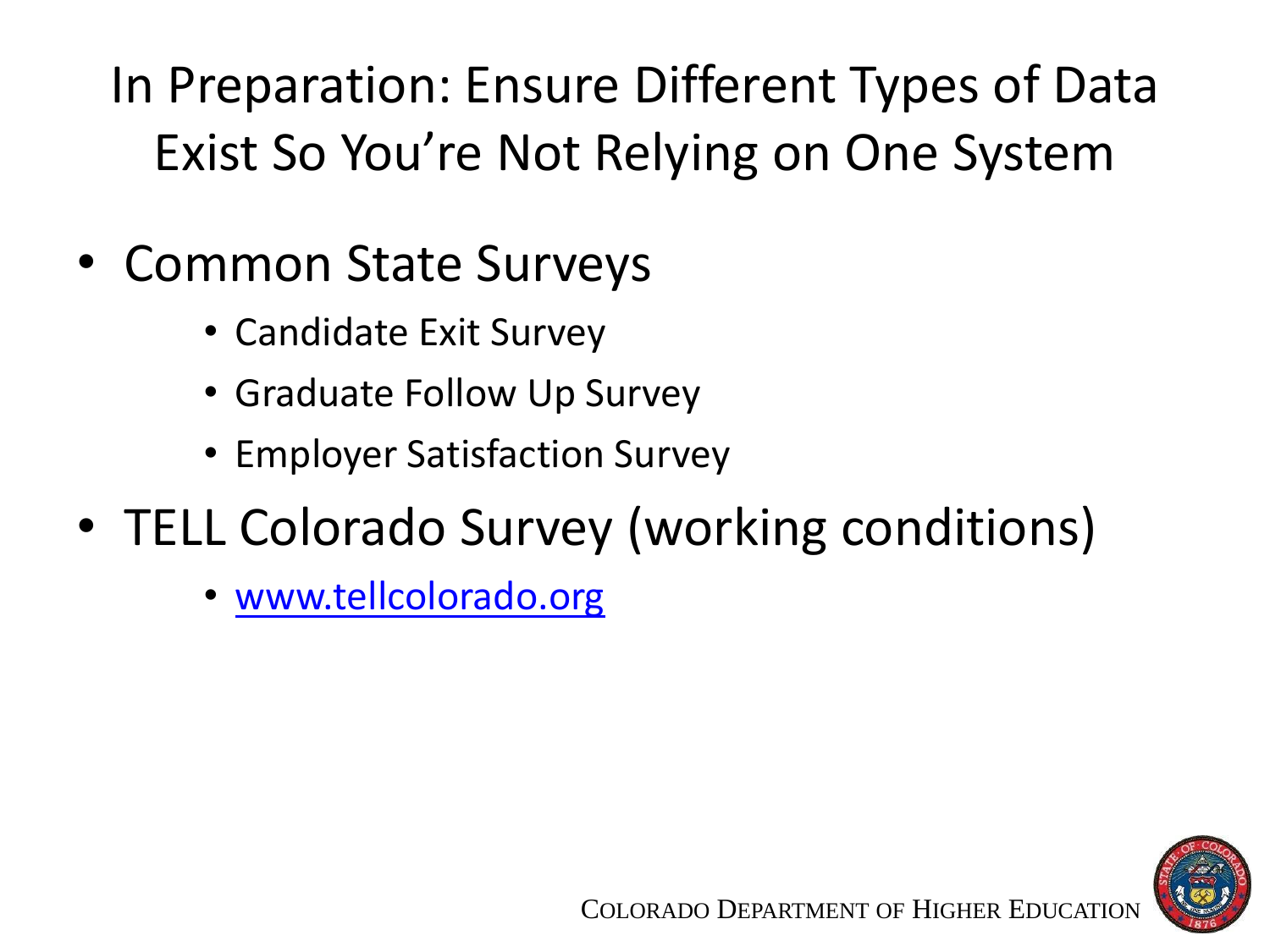# In Preparation: Ensure Different Types of Data Exist So You're Not Relying on One System

- Common State Surveys
    - Candidate Exit Survey
    - Graduate Follow Up Survey
    - Employer Satisfaction Survey
- TELL Colorado Survey (working conditions)
    - [www.tellcolorado.org](http://www.tellcolorado.org)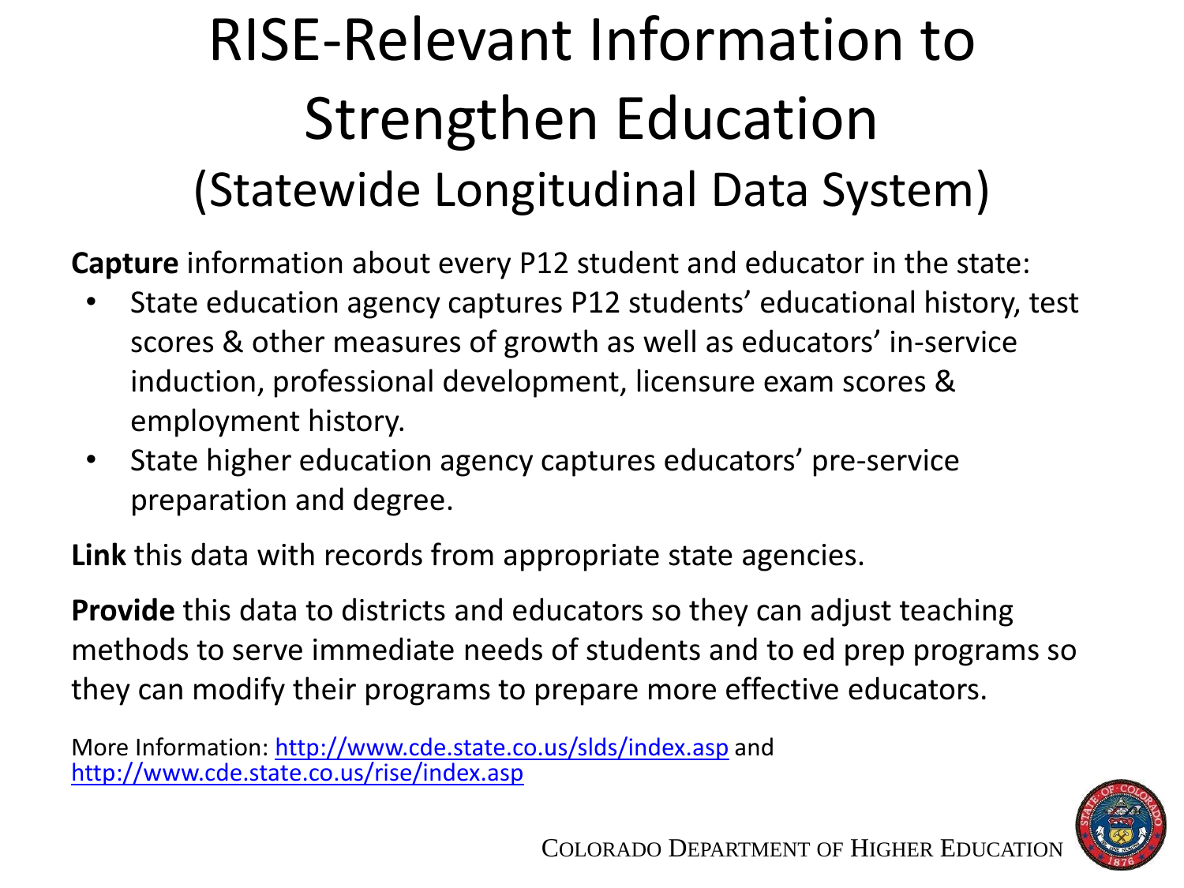# RISE-Relevant Information to Strengthen Education

## (Statewide Longitudinal Data System)

**Capture** information about every P12 student and educator in the state:

- State education agency captures P12 students' educational history, test scores & other measures of growth as well as educators' in-service induction, professional development, licensure exam scores & employment history.
- State higher education agency captures educators' pre-service preparation and degree.

**Link** this data with records from appropriate state agencies.

**Provide** this data to districts and educators so they can adjust teaching methods to serve immediate needs of students and to ed prep programs so they can modify their programs to prepare more effective educators.

More Information: http://www.cde.state.co.us/slds/index.asp and http://www.cde.state.co.us/rise/index.asp

COLORADO DEPARTMENT OF HIGHER EDUCATION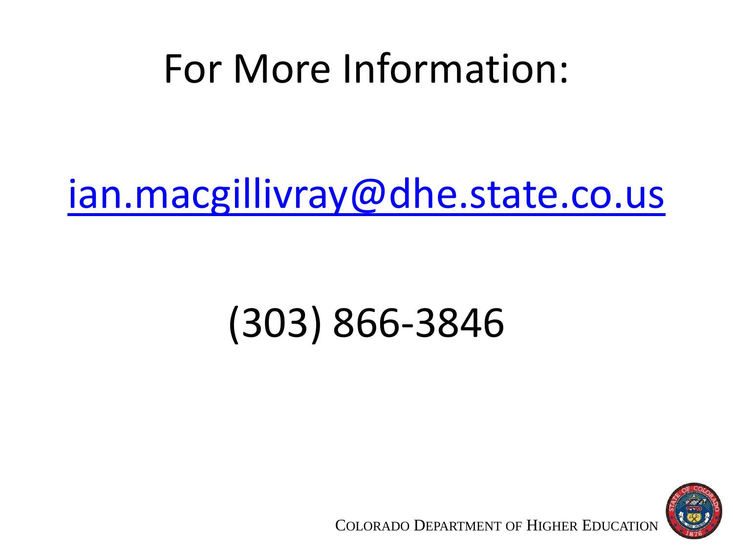# For More Information:

ian.macgillivray@dhe.state.co.us

(303) 866-3846

COLORADO DEPARTMENT OF HIGHER EDUCATION